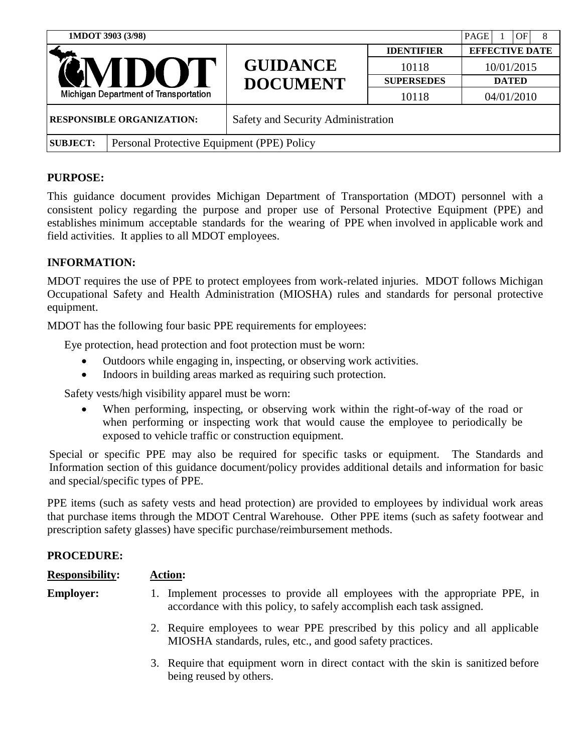| 1MDOT 3903 (3/98) | | | |
|---|---|---|---|
| **MDOT** Michigan Department of Transportation | **GUIDANCE DOCUMENT** | **IDENTIFIER** | **EFFECTIVE DATE** |
| | | 10118 | 10/01/2015 |
| | | **SUPERSEDES** | **DATED** |
| | | 10118 | 04/01/2010 |
| **RESPONSIBLE ORGANIZATION:** | Safety and Security Administration | | |
| **SUBJECT:** | Personal Protective Equipment (PPE) Policy | | |

## PURPOSE:

This guidance document provides Michigan Department of Transportation (MDOT) personnel with a consistent policy regarding the purpose and proper use of Personal Protective Equipment (PPE) and establishes minimum acceptable standards for the wearing of PPE when involved in applicable work and field activities. It applies to all MDOT employees.

## INFORMATION:

MDOT requires the use of PPE to protect employees from work-related injuries. MDOT follows Michigan Occupational Safety and Health Administration (MIOSHA) rules and standards for personal protective equipment.

MDOT has the following four basic PPE requirements for employees:

Eye protection, head protection and foot protection must be worn:

- Outdoors while engaging in, inspecting, or observing work activities.
- Indoors in building areas marked as requiring such protection.

Safety vests/high visibility apparel must be worn:

- When performing, inspecting, or observing work within the right-of-way of the road or when performing or inspecting work that would cause the employee to periodically be exposed to vehicle traffic or construction equipment.

Special or specific PPE may also be required for specific tasks or equipment. The Standards and Information section of this guidance document/policy provides additional details and information for basic and special/specific types of PPE.

PPE items (such as safety vests and head protection) are provided to employees by individual work areas that purchase items through the MDOT Central Warehouse. Other PPE items (such as safety footwear and prescription safety glasses) have specific purchase/reimbursement methods.

## PROCEDURE:

| **Responsibility:** | **Action:** |
|---|---|
| **Employer:** | 1. Implement processes to provide all employees with the appropriate PPE, in accordance with this policy, to safely accomplish each task assigned. |
| | 2. Require employees to wear PPE prescribed by this policy and all applicable MIOSHA standards, rules, etc., and good safety practices. |
| | 3. Require that equipment worn in direct contact with the skin is sanitized before being reused by others. |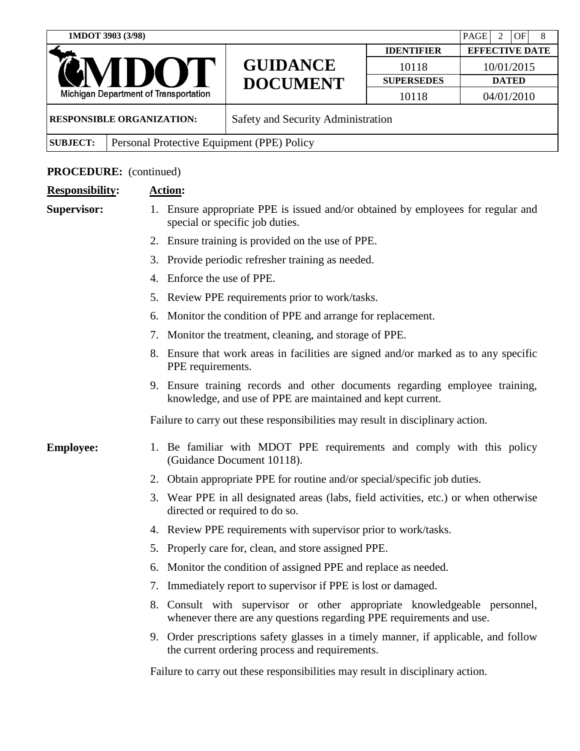**PROCEDURE:** (continued)

**Responsibility:** **Action:**

**Supervisor:**

1. Ensure appropriate PPE is issued and/or obtained by employees for regular and special or specific job duties.
2. Ensure training is provided on the use of PPE.
3. Provide periodic refresher training as needed.
4. Enforce the use of PPE.
5. Review PPE requirements prior to work/tasks.
6. Monitor the condition of PPE and arrange for replacement.
7. Monitor the treatment, cleaning, and storage of PPE.
8. Ensure that work areas in facilities are signed and/or marked as to any specific PPE requirements.
9. Ensure training records and other documents regarding employee training, knowledge, and use of PPE are maintained and kept current.

Failure to carry out these responsibilities may result in disciplinary action.

**Employee:**

1. Be familiar with MDOT PPE requirements and comply with this policy (Guidance Document 10118).
2. Obtain appropriate PPE for routine and/or special/specific job duties.
3. Wear PPE in all designated areas (labs, field activities, etc.) or when otherwise directed or required to do so.
4. Review PPE requirements with supervisor prior to work/tasks.
5. Properly care for, clean, and store assigned PPE.
6. Monitor the condition of assigned PPE and replace as needed.
7. Immediately report to supervisor if PPE is lost or damaged.
8. Consult with supervisor or other appropriate knowledgeable personnel, whenever there are any questions regarding PPE requirements and use.
9. Order prescriptions safety glasses in a timely manner, if applicable, and follow the current ordering process and requirements.

Failure to carry out these responsibilities may result in disciplinary action.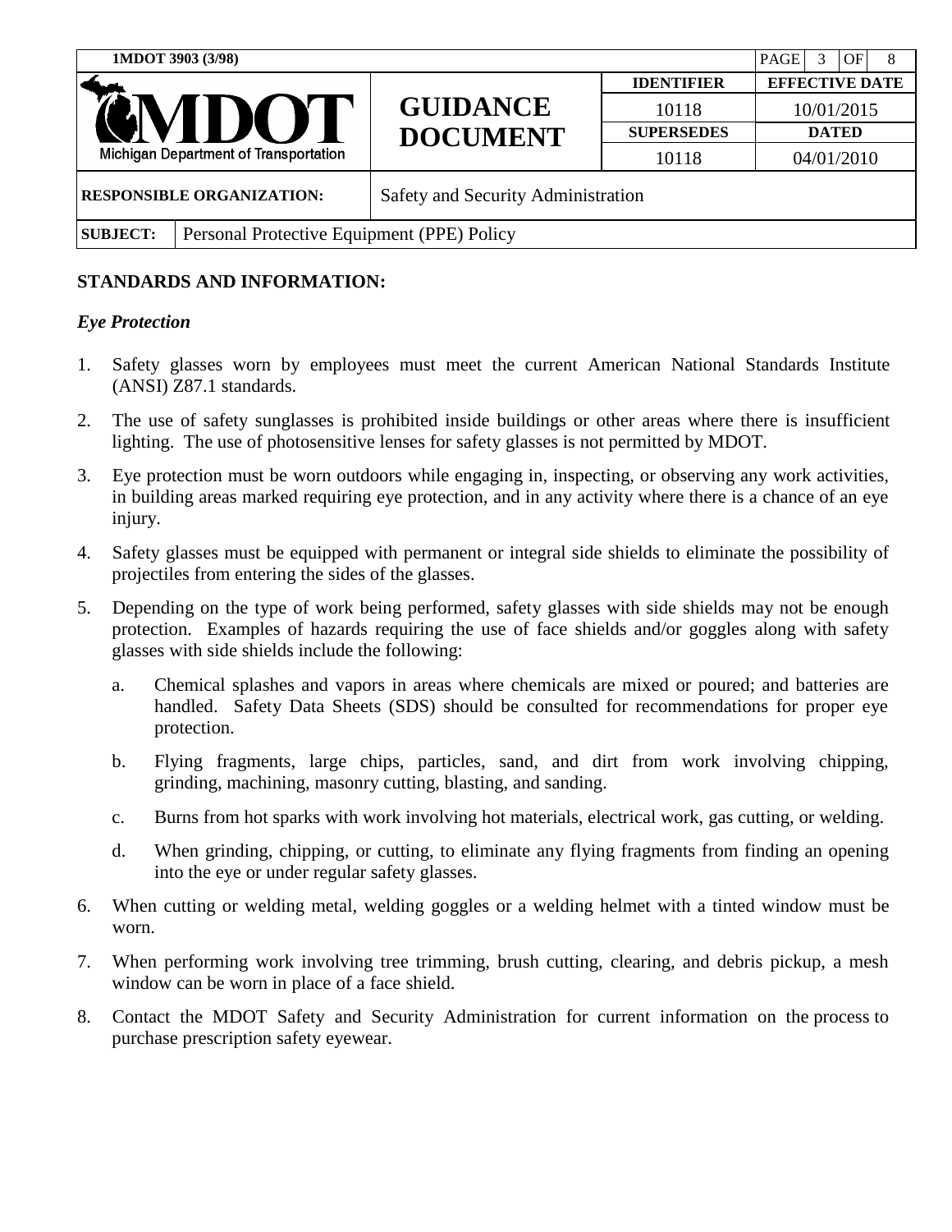## STANDARDS AND INFORMATION:

### *Eye Protection*

1. Safety glasses worn by employees must meet the current American National Standards Institute (ANSI) Z87.1 standards.

2. The use of safety sunglasses is prohibited inside buildings or other areas where there is insufficient lighting. The use of photosensitive lenses for safety glasses is not permitted by MDOT.

3. Eye protection must be worn outdoors while engaging in, inspecting, or observing any work activities, in building areas marked requiring eye protection, and in any activity where there is a chance of an eye injury.

4. Safety glasses must be equipped with permanent or integral side shields to eliminate the possibility of projectiles from entering the sides of the glasses.

5. Depending on the type of work being performed, safety glasses with side shields may not be enough protection. Examples of hazards requiring the use of face shields and/or goggles along with safety glasses with side shields include the following:

   a. Chemical splashes and vapors in areas where chemicals are mixed or poured; and batteries are handled. Safety Data Sheets (SDS) should be consulted for recommendations for proper eye protection.

   b. Flying fragments, large chips, particles, sand, and dirt from work involving chipping, grinding, machining, masonry cutting, blasting, and sanding.

   c. Burns from hot sparks with work involving hot materials, electrical work, gas cutting, or welding.

   d. When grinding, chipping, or cutting, to eliminate any flying fragments from finding an opening into the eye or under regular safety glasses.

6. When cutting or welding metal, welding goggles or a welding helmet with a tinted window must be worn.

7. When performing work involving tree trimming, brush cutting, clearing, and debris pickup, a mesh window can be worn in place of a face shield.

8. Contact the MDOT Safety and Security Administration for current information on the process to purchase prescription safety eyewear.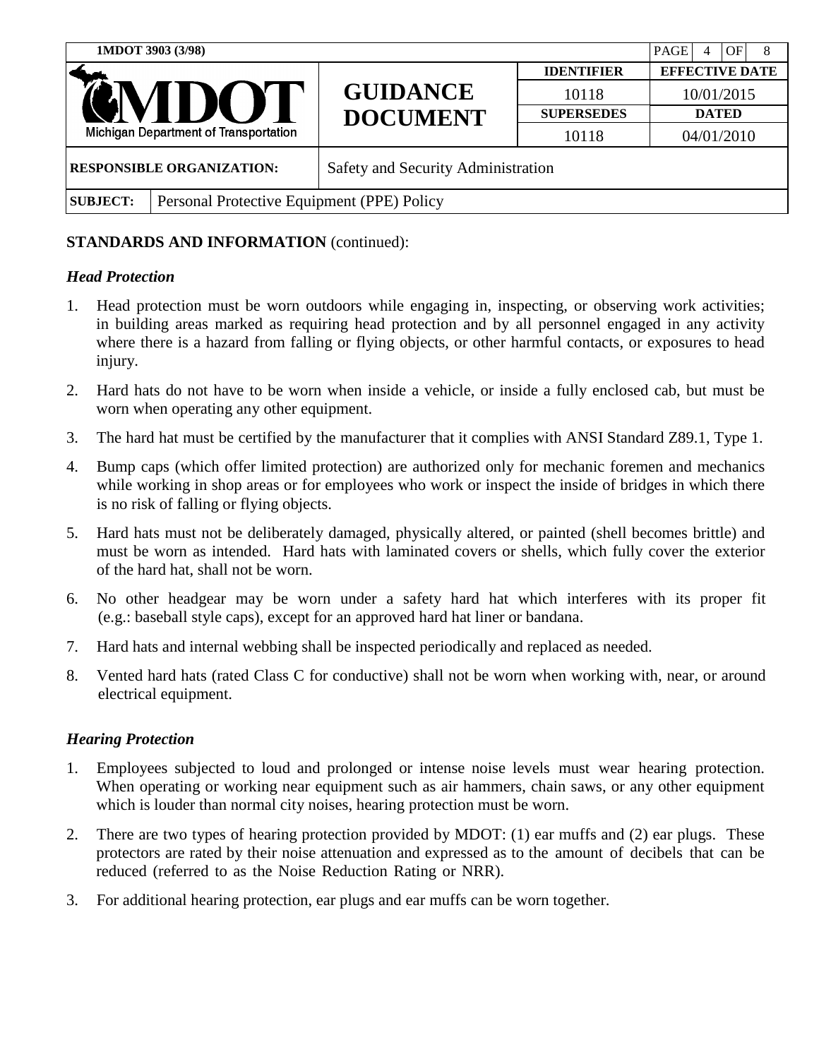**STANDARDS AND INFORMATION** (continued):

### *Head Protection*

1. Head protection must be worn outdoors while engaging in, inspecting, or observing work activities; in building areas marked as requiring head protection and by all personnel engaged in any activity where there is a hazard from falling or flying objects, or other harmful contacts, or exposures to head injury.
2. Hard hats do not have to be worn when inside a vehicle, or inside a fully enclosed cab, but must be worn when operating any other equipment.
3. The hard hat must be certified by the manufacturer that it complies with ANSI Standard Z89.1, Type 1.
4. Bump caps (which offer limited protection) are authorized only for mechanic foremen and mechanics while working in shop areas or for employees who work or inspect the inside of bridges in which there is no risk of falling or flying objects.
5. Hard hats must not be deliberately damaged, physically altered, or painted (shell becomes brittle) and must be worn as intended. Hard hats with laminated covers or shells, which fully cover the exterior of the hard hat, shall not be worn.
6. No other headgear may be worn under a safety hard hat which interferes with its proper fit (e.g.: baseball style caps), except for an approved hard hat liner or bandana.
7. Hard hats and internal webbing shall be inspected periodically and replaced as needed.
8. Vented hard hats (rated Class C for conductive) shall not be worn when working with, near, or around electrical equipment.

### *Hearing Protection*

1. Employees subjected to loud and prolonged or intense noise levels must wear hearing protection. When operating or working near equipment such as air hammers, chain saws, or any other equipment which is louder than normal city noises, hearing protection must be worn.
2. There are two types of hearing protection provided by MDOT: (1) ear muffs and (2) ear plugs. These protectors are rated by their noise attenuation and expressed as to the amount of decibels that can be reduced (referred to as the Noise Reduction Rating or NRR).
3. For additional hearing protection, ear plugs and ear muffs can be worn together.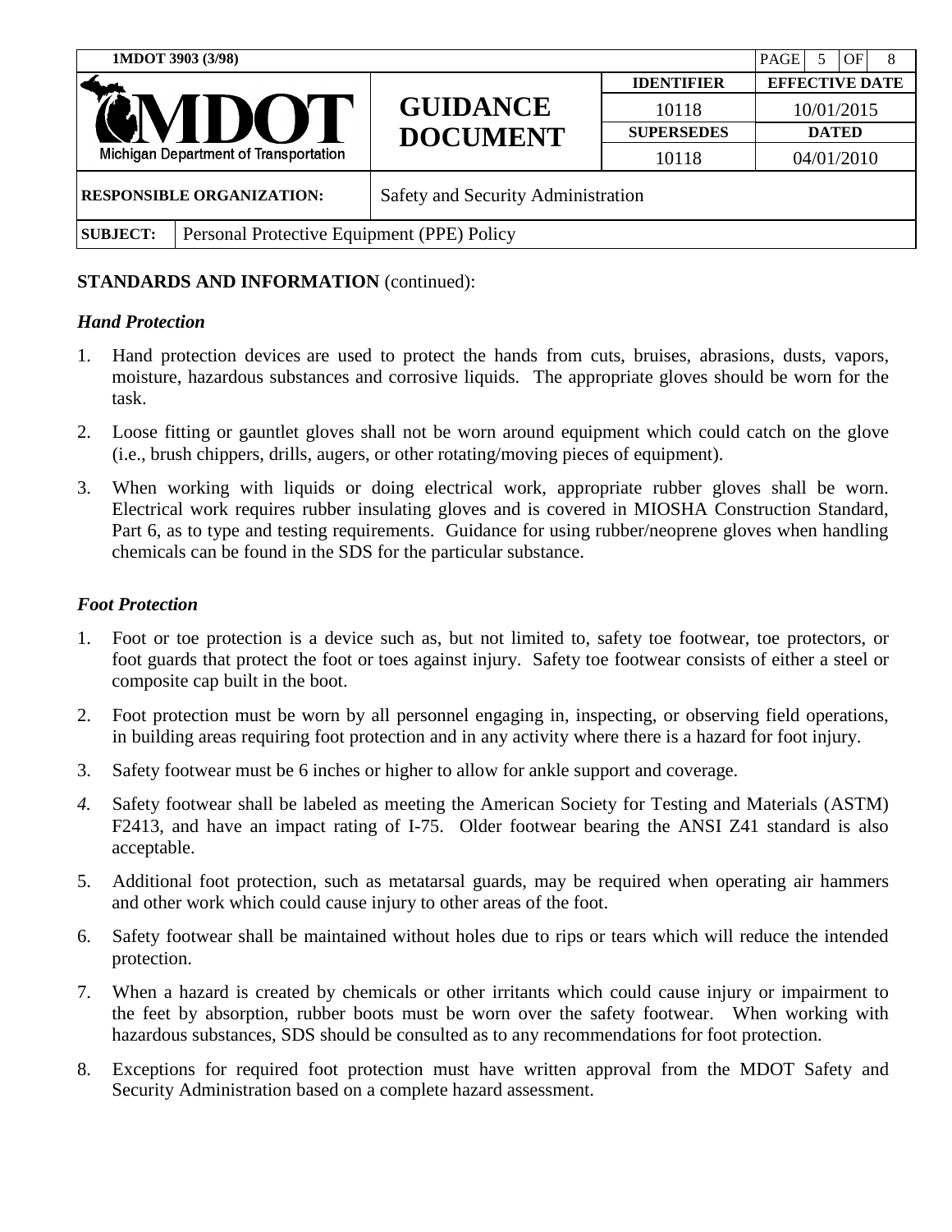**STANDARDS AND INFORMATION** (continued):

### *Hand Protection*

1. Hand protection devices are used to protect the hands from cuts, bruises, abrasions, dusts, vapors, moisture, hazardous substances and corrosive liquids. The appropriate gloves should be worn for the task.
2. Loose fitting or gauntlet gloves shall not be worn around equipment which could catch on the glove (i.e., brush chippers, drills, augers, or other rotating/moving pieces of equipment).
3. When working with liquids or doing electrical work, appropriate rubber gloves shall be worn. Electrical work requires rubber insulating gloves and is covered in MIOSHA Construction Standard, Part 6, as to type and testing requirements. Guidance for using rubber/neoprene gloves when handling chemicals can be found in the SDS for the particular substance.

### *Foot Protection*

1. Foot or toe protection is a device such as, but not limited to, safety toe footwear, toe protectors, or foot guards that protect the foot or toes against injury. Safety toe footwear consists of either a steel or composite cap built in the boot.
2. Foot protection must be worn by all personnel engaging in, inspecting, or observing field operations, in building areas requiring foot protection and in any activity where there is a hazard for foot injury.
3. Safety footwear must be 6 inches or higher to allow for ankle support and coverage.
4. Safety footwear shall be labeled as meeting the American Society for Testing and Materials (ASTM) F2413, and have an impact rating of I-75. Older footwear bearing the ANSI Z41 standard is also acceptable.
5. Additional foot protection, such as metatarsal guards, may be required when operating air hammers and other work which could cause injury to other areas of the foot.
6. Safety footwear shall be maintained without holes due to rips or tears which will reduce the intended protection.
7. When a hazard is created by chemicals or other irritants which could cause injury or impairment to the feet by absorption, rubber boots must be worn over the safety footwear. When working with hazardous substances, SDS should be consulted as to any recommendations for foot protection.
8. Exceptions for required foot protection must have written approval from the MDOT Safety and Security Administration based on a complete hazard assessment.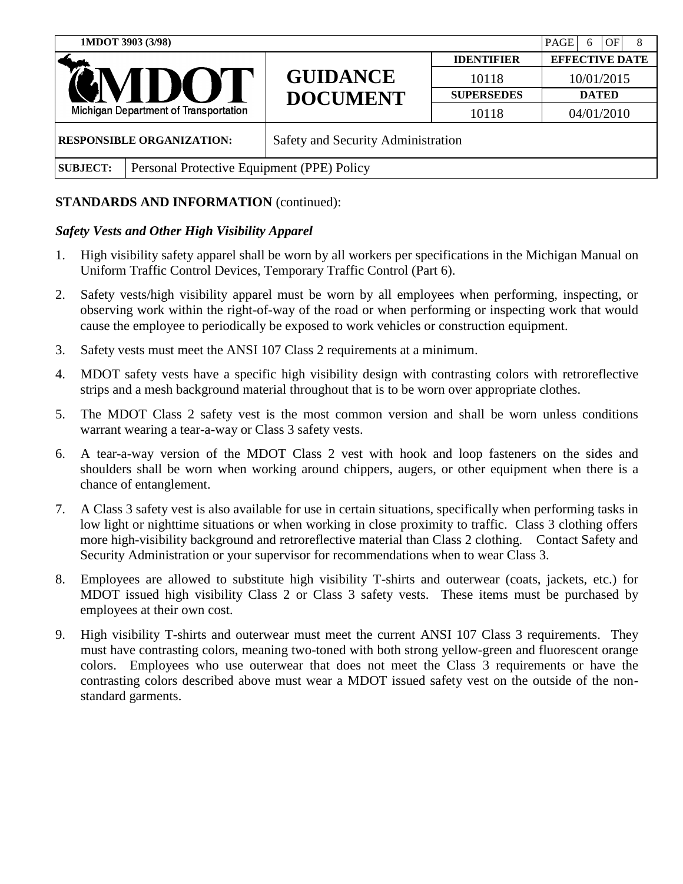**STANDARDS AND INFORMATION** (continued):

*Safety Vests and Other High Visibility Apparel*

1. High visibility safety apparel shall be worn by all workers per specifications in the Michigan Manual on Uniform Traffic Control Devices, Temporary Traffic Control (Part 6).
2. Safety vests/high visibility apparel must be worn by all employees when performing, inspecting, or observing work within the right-of-way of the road or when performing or inspecting work that would cause the employee to periodically be exposed to work vehicles or construction equipment.
3. Safety vests must meet the ANSI 107 Class 2 requirements at a minimum.
4. MDOT safety vests have a specific high visibility design with contrasting colors with retroreflective strips and a mesh background material throughout that is to be worn over appropriate clothes.
5. The MDOT Class 2 safety vest is the most common version and shall be worn unless conditions warrant wearing a tear-a-way or Class 3 safety vests.
6. A tear-a-way version of the MDOT Class 2 vest with hook and loop fasteners on the sides and shoulders shall be worn when working around chippers, augers, or other equipment when there is a chance of entanglement.
7. A Class 3 safety vest is also available for use in certain situations, specifically when performing tasks in low light or nighttime situations or when working in close proximity to traffic. Class 3 clothing offers more high-visibility background and retroreflective material than Class 2 clothing. Contact Safety and Security Administration or your supervisor for recommendations when to wear Class 3.
8. Employees are allowed to substitute high visibility T-shirts and outerwear (coats, jackets, etc.) for MDOT issued high visibility Class 2 or Class 3 safety vests. These items must be purchased by employees at their own cost.
9. High visibility T-shirts and outerwear must meet the current ANSI 107 Class 3 requirements. They must have contrasting colors, meaning two-toned with both strong yellow-green and fluorescent orange colors. Employees who use outerwear that does not meet the Class 3 requirements or have the contrasting colors described above must wear a MDOT issued safety vest on the outside of the non-standard garments.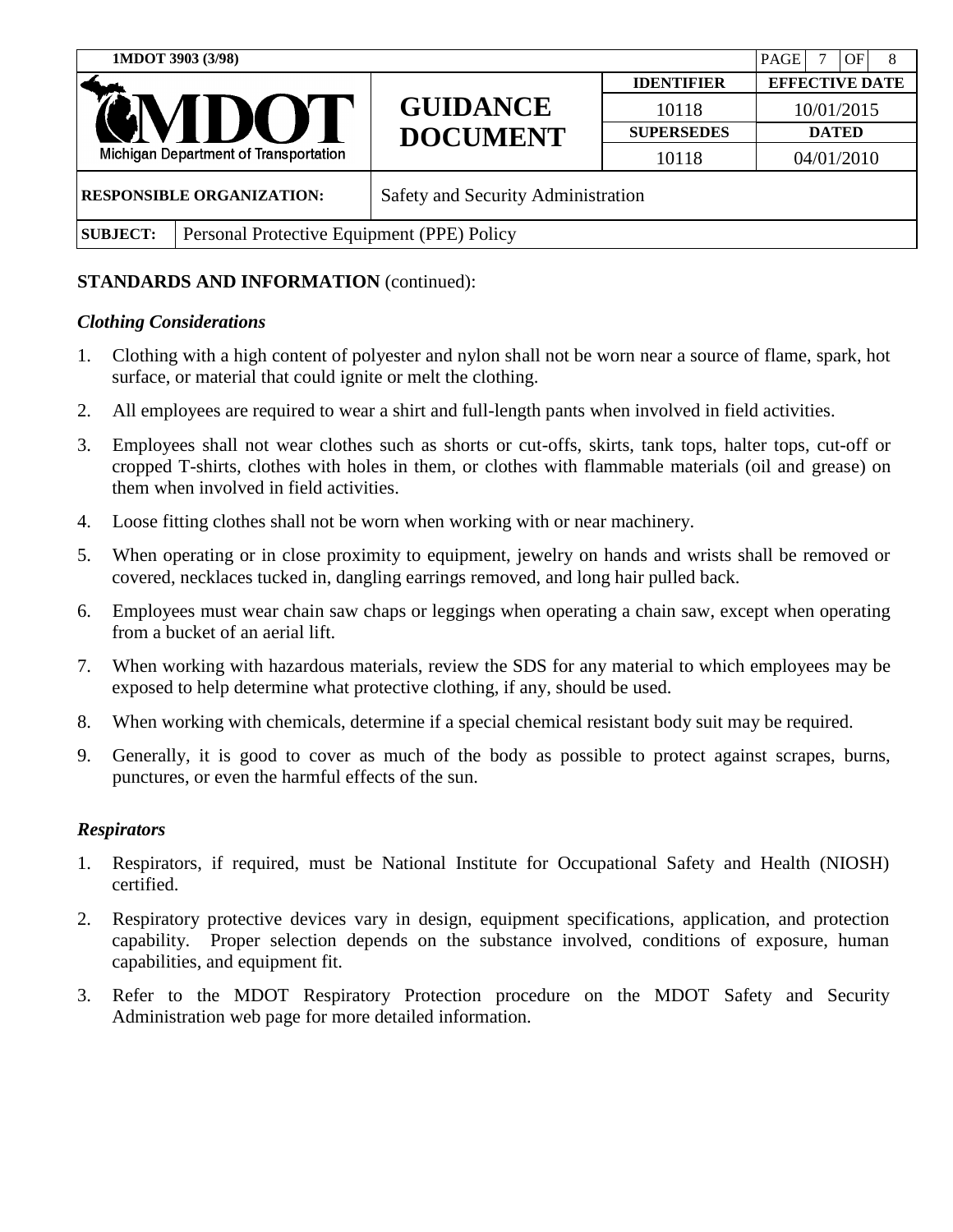**STANDARDS AND INFORMATION** (continued):

### *Clothing Considerations*

1. Clothing with a high content of polyester and nylon shall not be worn near a source of flame, spark, hot surface, or material that could ignite or melt the clothing.
2. All employees are required to wear a shirt and full-length pants when involved in field activities.
3. Employees shall not wear clothes such as shorts or cut-offs, skirts, tank tops, halter tops, cut-off or cropped T-shirts, clothes with holes in them, or clothes with flammable materials (oil and grease) on them when involved in field activities.
4. Loose fitting clothes shall not be worn when working with or near machinery.
5. When operating or in close proximity to equipment, jewelry on hands and wrists shall be removed or covered, necklaces tucked in, dangling earrings removed, and long hair pulled back.
6. Employees must wear chain saw chaps or leggings when operating a chain saw, except when operating from a bucket of an aerial lift.
7. When working with hazardous materials, review the SDS for any material to which employees may be exposed to help determine what protective clothing, if any, should be used.
8. When working with chemicals, determine if a special chemical resistant body suit may be required.
9. Generally, it is good to cover as much of the body as possible to protect against scrapes, burns, punctures, or even the harmful effects of the sun.

### *Respirators*

1. Respirators, if required, must be National Institute for Occupational Safety and Health (NIOSH) certified.
2. Respiratory protective devices vary in design, equipment specifications, application, and protection capability. Proper selection depends on the substance involved, conditions of exposure, human capabilities, and equipment fit.
3. Refer to the MDOT Respiratory Protection procedure on the MDOT Safety and Security Administration web page for more detailed information.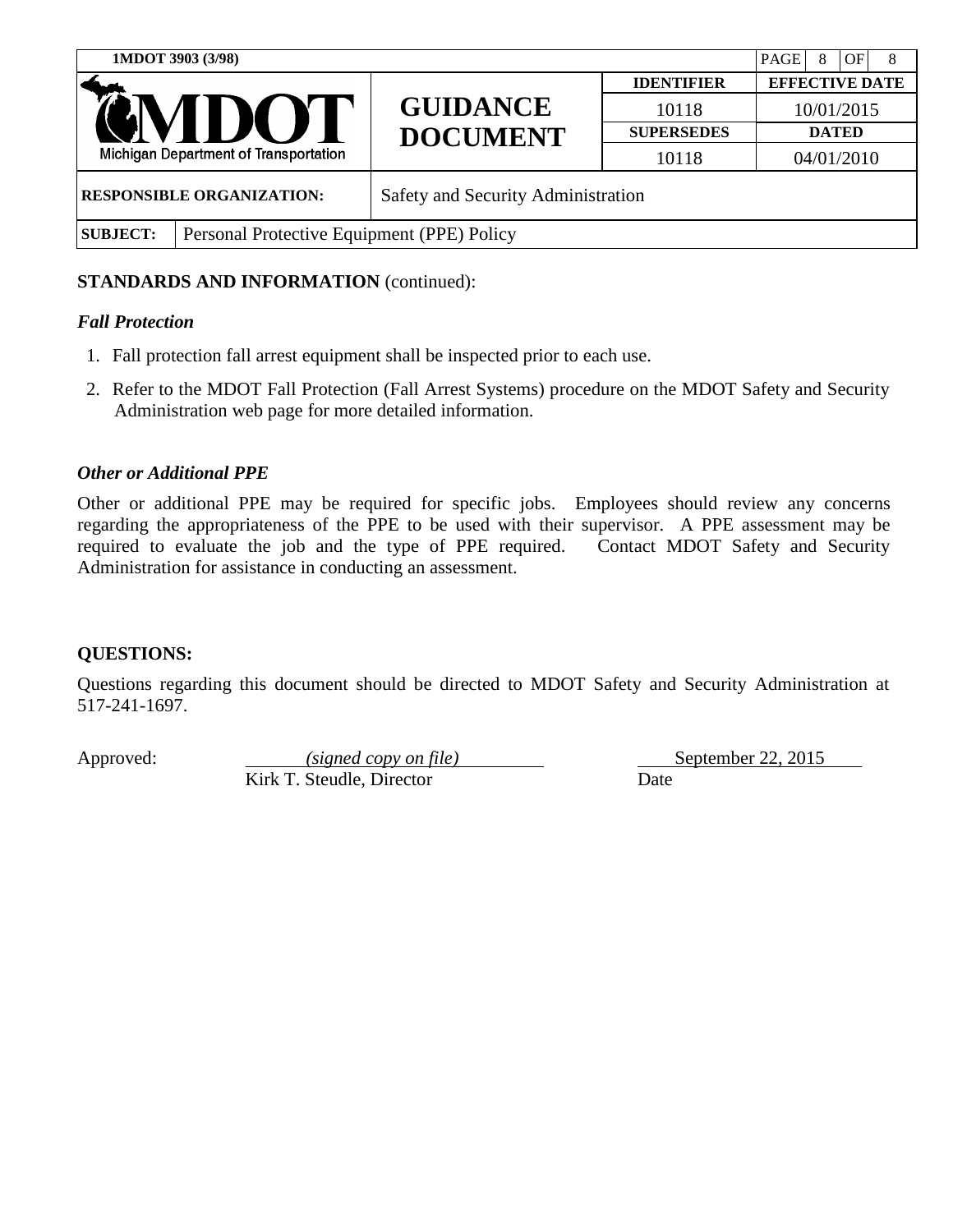**STANDARDS AND INFORMATION** (continued):

### *Fall Protection*

1. Fall protection fall arrest equipment shall be inspected prior to each use.
2. Refer to the MDOT Fall Protection (Fall Arrest Systems) procedure on the MDOT Safety and Security Administration web page for more detailed information.

### *Other or Additional PPE*

Other or additional PPE may be required for specific jobs. Employees should review any concerns regarding the appropriateness of the PPE to be used with their supervisor. A PPE assessment may be required to evaluate the job and the type of PPE required. Contact MDOT Safety and Security Administration for assistance in conducting an assessment.

## QUESTIONS:

Questions regarding this document should be directed to MDOT Safety and Security Administration at 517-241-1697.

Approved: *(signed copy on file)* — Kirk T. Steudle, Director

Date: September 22, 2015